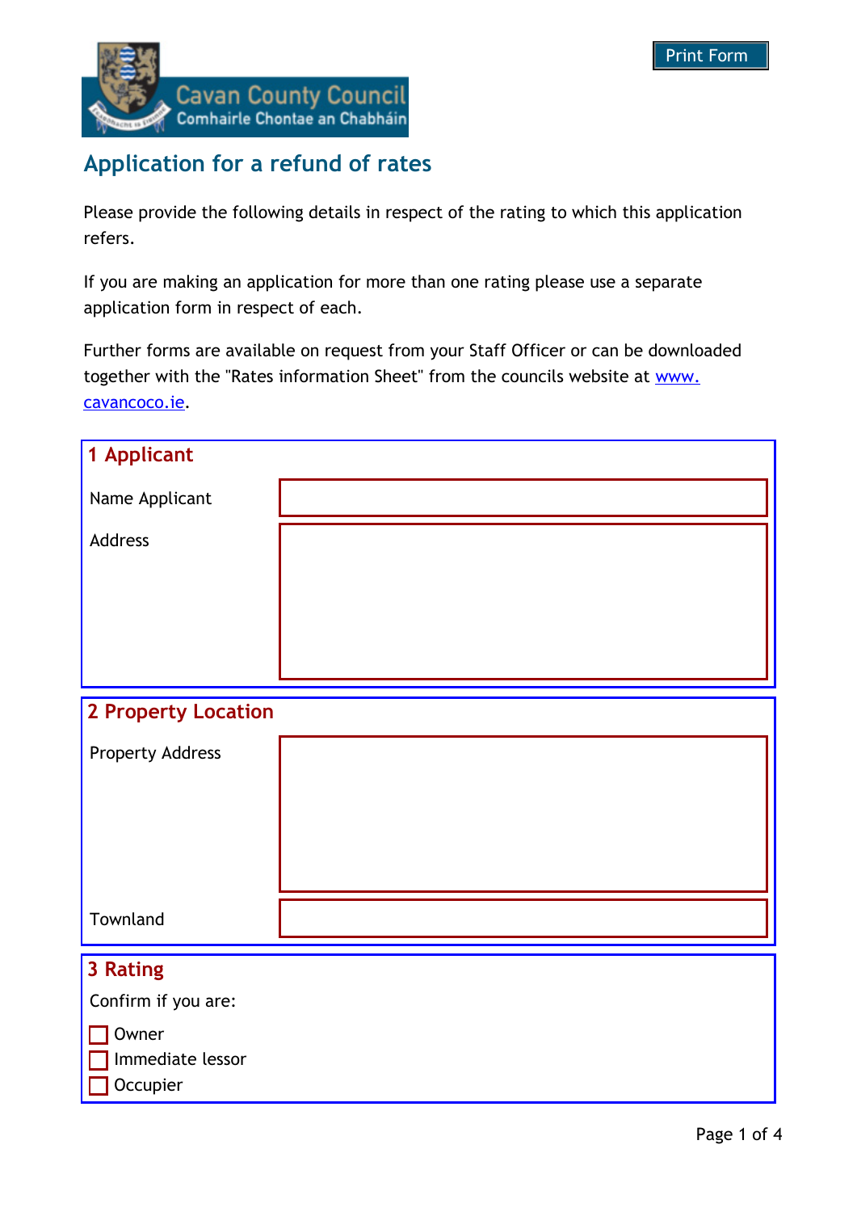Cavan County Council
Comhairle Chontae an Chabháin

# Application for a refund of rates

Please provide the following details in respect of the rating to which this application refers.

If you are making an application for more than one rating please use a separate application form in respect of each.

Further forms are available on request from your Staff Officer or can be downloaded together with the "Rates information Sheet" from the councils website at www.cavancoco.ie.

## 1 Applicant

Name Applicant

Address

## 2 Property Location

Property Address

Townland

## 3 Rating

Confirm if you are:

- [ ] Owner
- [ ] Immediate lessor
- [ ] Occupier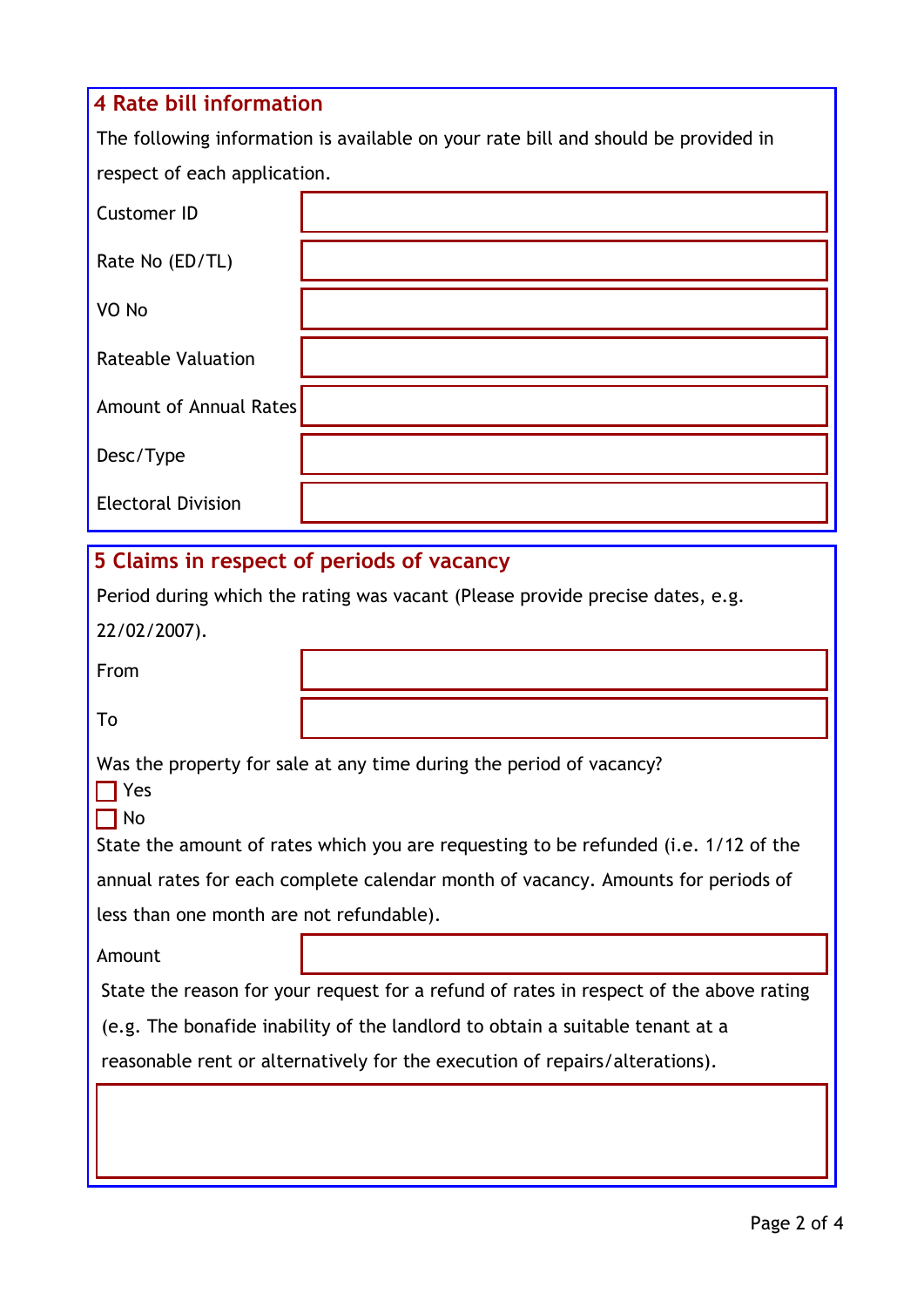## 4 Rate bill information

The following information is available on your rate bill and should be provided in respect of each application.

| | |
|---|---|
| Customer ID | |
| Rate No (ED/TL) | |
| VO No | |
| Rateable Valuation | |
| Amount of Annual Rates | |
| Desc/Type | |
| Electoral Division | |

## 5 Claims in respect of periods of vacancy

Period during which the rating was vacant (Please provide precise dates, e.g. 22/02/2007).

| | |
|---|---|
| From | |
| To | |

Was the property for sale at any time during the period of vacancy?

- [ ] Yes
- [ ] No

State the amount of rates which you are requesting to be refunded (i.e. 1/12 of the annual rates for each complete calendar month of vacancy. Amounts for periods of less than one month are not refundable).

| | |
|---|---|
| Amount | |

State the reason for your request for a refund of rates in respect of the above rating (e.g. The bonafide inability of the landlord to obtain a suitable tenant at a reasonable rent or alternatively for the execution of repairs/alterations).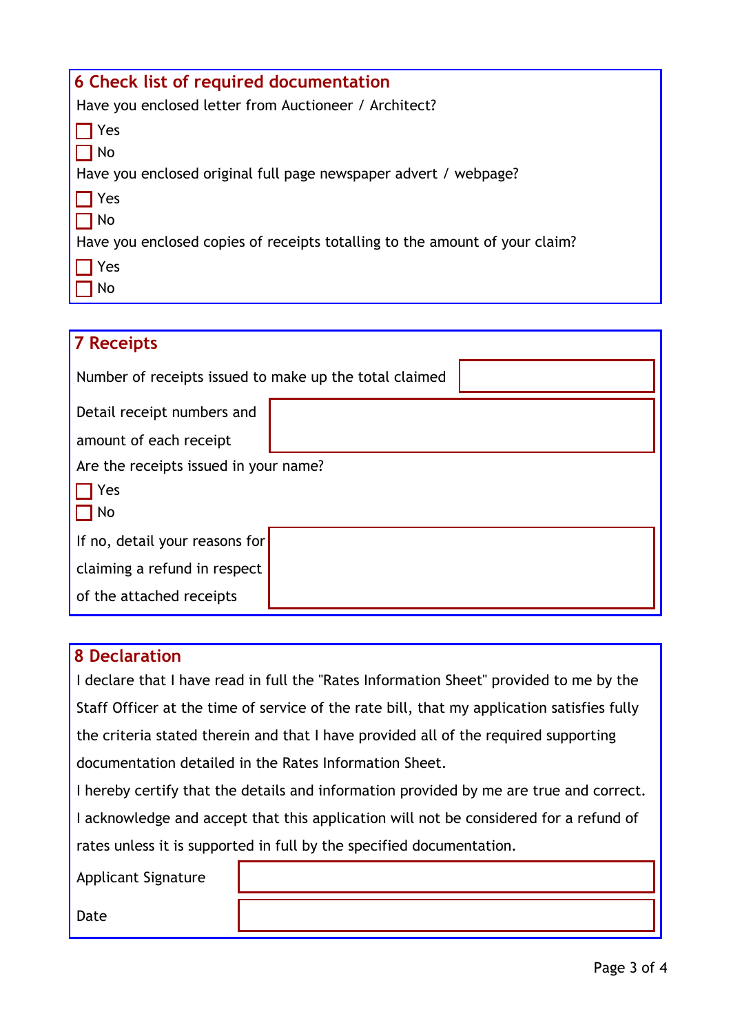## 6 Check list of required documentation

Have you enclosed letter from Auctioneer / Architect?

- [ ] Yes
- [ ] No

Have you enclosed original full page newspaper advert / webpage?

- [ ] Yes
- [ ] No

Have you enclosed copies of receipts totalling to the amount of your claim?

- [ ] Yes
- [ ] No

## 7 Receipts

Number of receipts issued to make up the total claimed

Detail receipt numbers and amount of each receipt

Are the receipts issued in your name?

- [ ] Yes
- [ ] No

If no, detail your reasons for claiming a refund in respect of the attached receipts

## 8 Declaration

I declare that I have read in full the "Rates Information Sheet" provided to me by the Staff Officer at the time of service of the rate bill, that my application satisfies fully the criteria stated therein and that I have provided all of the required supporting documentation detailed in the Rates Information Sheet.

I hereby certify that the details and information provided by me are true and correct.

I acknowledge and accept that this application will not be considered for a refund of rates unless it is supported in full by the specified documentation.

Applicant Signature

Date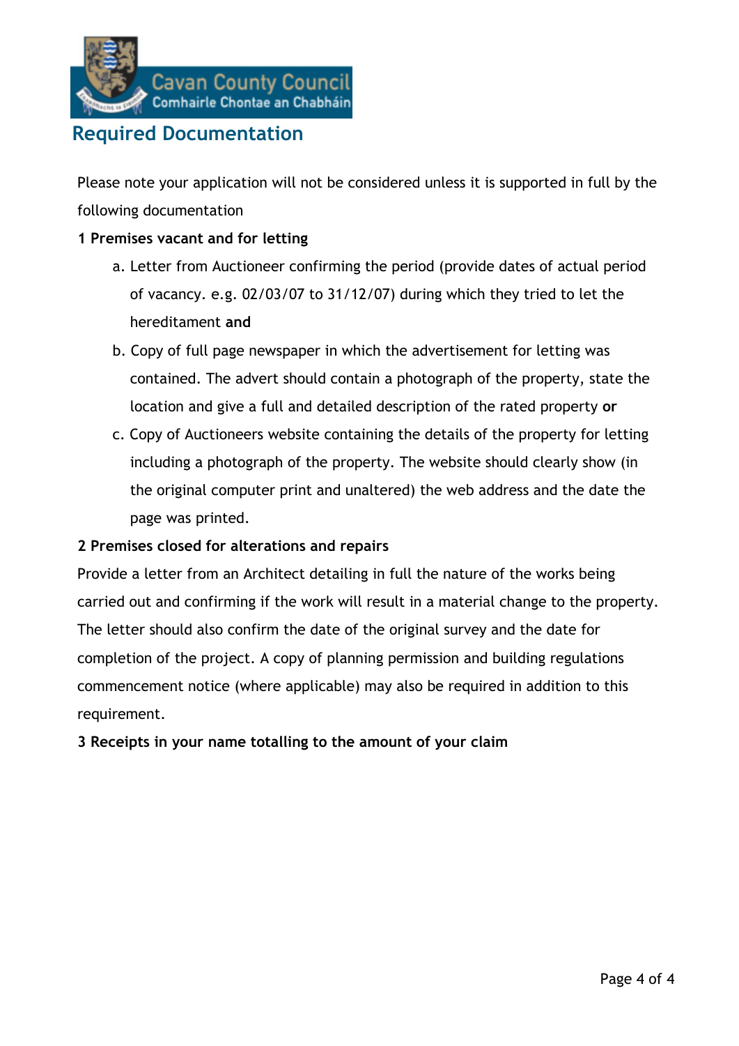# Required Documentation

Please note your application will not be considered unless it is supported in full by the following documentation

**1 Premises vacant and for letting**

a. Letter from Auctioneer confirming the period (provide dates of actual period of vacancy. e.g. 02/03/07 to 31/12/07) during which they tried to let the hereditament **and**

b. Copy of full page newspaper in which the advertisement for letting was contained. The advert should contain a photograph of the property, state the location and give a full and detailed description of the rated property **or**

c. Copy of Auctioneers website containing the details of the property for letting including a photograph of the property. The website should clearly show (in the original computer print and unaltered) the web address and the date the page was printed.

**2 Premises closed for alterations and repairs**

Provide a letter from an Architect detailing in full the nature of the works being carried out and confirming if the work will result in a material change to the property. The letter should also confirm the date of the original survey and the date for completion of the project. A copy of planning permission and building regulations commencement notice (where applicable) may also be required in addition to this requirement.

**3 Receipts in your name totalling to the amount of your claim**